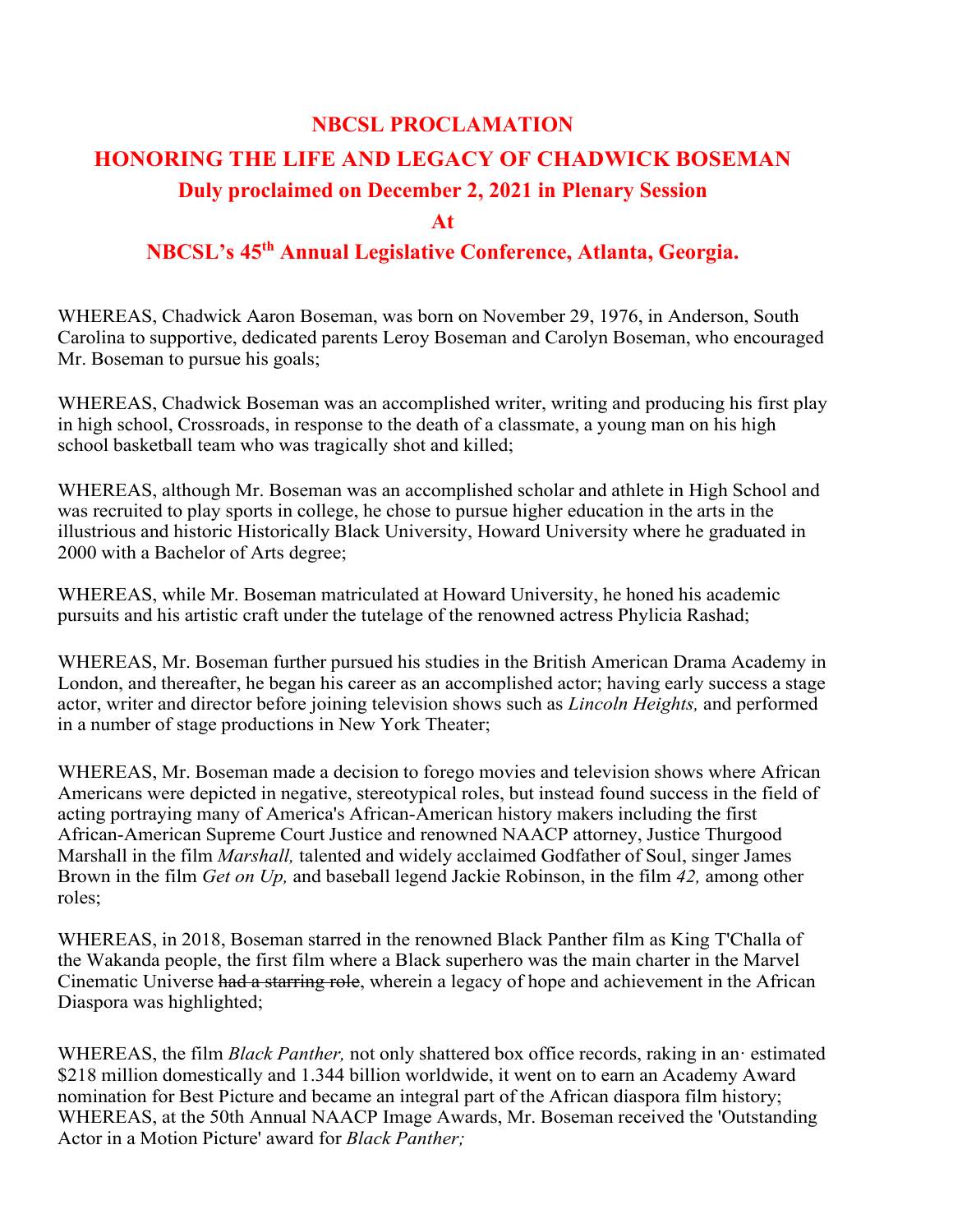# NBCSL PROCLAMATION

# HONORING THE LIFE AND LEGACY OF CHADWICK BOSEMAN

## Duly proclaimed on December 2, 2021 in Plenary Session

## At

## NBCSL's 45th Annual Legislative Conference, Atlanta, Georgia.

WHEREAS, Chadwick Aaron Boseman, was born on November 29, 1976, in Anderson, South Carolina to supportive, dedicated parents Leroy Boseman and Carolyn Boseman, who encouraged Mr. Boseman to pursue his goals;

WHEREAS, Chadwick Boseman was an accomplished writer, writing and producing his first play in high school, Crossroads, in response to the death of a classmate, a young man on his high school basketball team who was tragically shot and killed;

WHEREAS, although Mr. Boseman was an accomplished scholar and athlete in High School and was recruited to play sports in college, he chose to pursue higher education in the arts in the illustrious and historic Historically Black University, Howard University where he graduated in 2000 with a Bachelor of Arts degree;

WHEREAS, while Mr. Boseman matriculated at Howard University, he honed his academic pursuits and his artistic craft under the tutelage of the renowned actress Phylicia Rashad;

WHEREAS, Mr. Boseman further pursued his studies in the British American Drama Academy in London, and thereafter, he began his career as an accomplished actor; having early success a stage actor, writer and director before joining television shows such as *Lincoln Heights,* and performed in a number of stage productions in New York Theater;

WHEREAS, Mr. Boseman made a decision to forego movies and television shows where African Americans were depicted in negative, stereotypical roles, but instead found success in the field of acting portraying many of America's African-American history makers including the first African-American Supreme Court Justice and renowned NAACP attorney, Justice Thurgood Marshall in the film *Marshall,* talented and widely acclaimed Godfather of Soul, singer James Brown in the film *Get on Up,* and baseball legend Jackie Robinson, in the film *42,* among other roles;

WHEREAS, in 2018, Boseman starred in the renowned Black Panther film as King T'Challa of the Wakanda people, the first film where a Black superhero was the main charter in the Marvel Cinematic Universe ~~had a starring role~~, wherein a legacy of hope and achievement in the African Diaspora was highlighted;

WHEREAS, the film *Black Panther,* not only shattered box office records, raking in an· estimated $218 million domestically and 1.344 billion worldwide, it went on to earn an Academy Award nomination for Best Picture and became an integral part of the African diaspora film history;

WHEREAS, at the 50th Annual NAACP Image Awards, Mr. Boseman received the 'Outstanding Actor in a Motion Picture' award for *Black Panther;*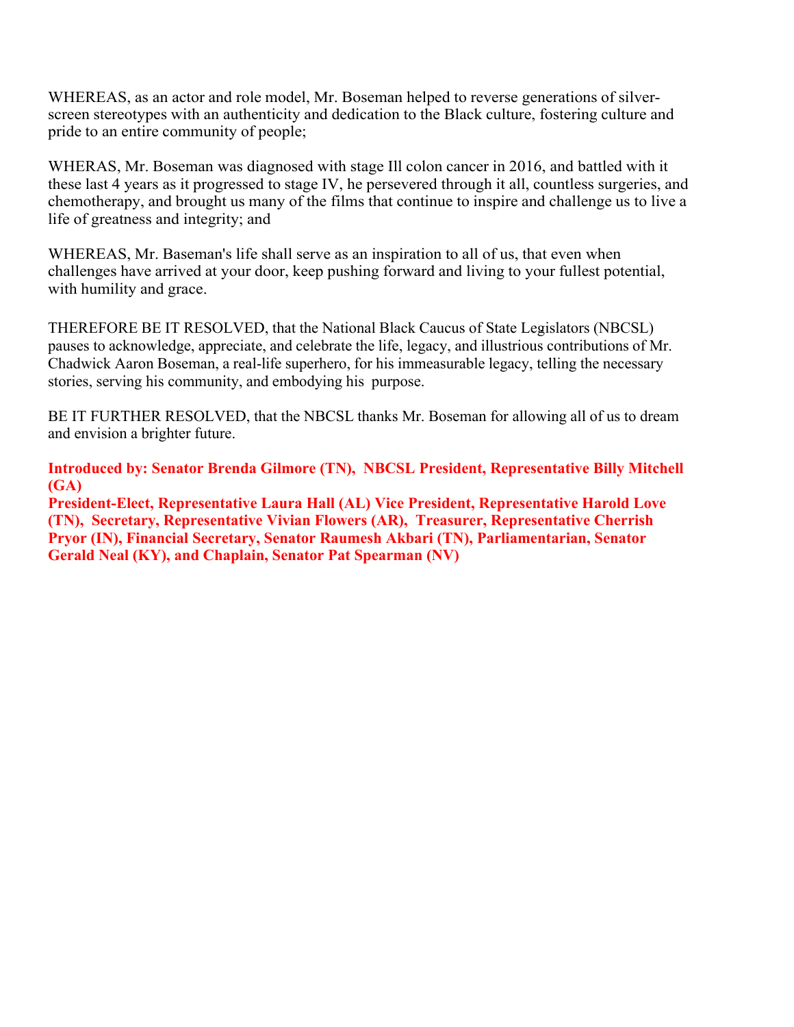WHEREAS, as an actor and role model, Mr. Boseman helped to reverse generations of silver-screen stereotypes with an authenticity and dedication to the Black culture, fostering culture and pride to an entire community of people;

WHERAS, Mr. Boseman was diagnosed with stage Ill colon cancer in 2016, and battled with it these last 4 years as it progressed to stage IV, he persevered through it all, countless surgeries, and chemotherapy, and brought us many of the films that continue to inspire and challenge us to live a life of greatness and integrity; and

WHEREAS, Mr. Baseman's life shall serve as an inspiration to all of us, that even when challenges have arrived at your door, keep pushing forward and living to your fullest potential, with humility and grace.

THEREFORE BE IT RESOLVED, that the National Black Caucus of State Legislators (NBCSL) pauses to acknowledge, appreciate, and celebrate the life, legacy, and illustrious contributions of Mr. Chadwick Aaron Boseman, a real-life superhero, for his immeasurable legacy, telling the necessary stories, serving his community, and embodying his purpose.

BE IT FURTHER RESOLVED, that the NBCSL thanks Mr. Boseman for allowing all of us to dream and envision a brighter future.

**Introduced by: Senator Brenda Gilmore (TN), NBCSL President, Representative Billy Mitchell (GA) President-Elect, Representative Laura Hall (AL) Vice President, Representative Harold Love (TN), Secretary, Representative Vivian Flowers (AR), Treasurer, Representative Cherrish Pryor (IN), Financial Secretary, Senator Raumesh Akbari (TN), Parliamentarian, Senator Gerald Neal (KY), and Chaplain, Senator Pat Spearman (NV)**